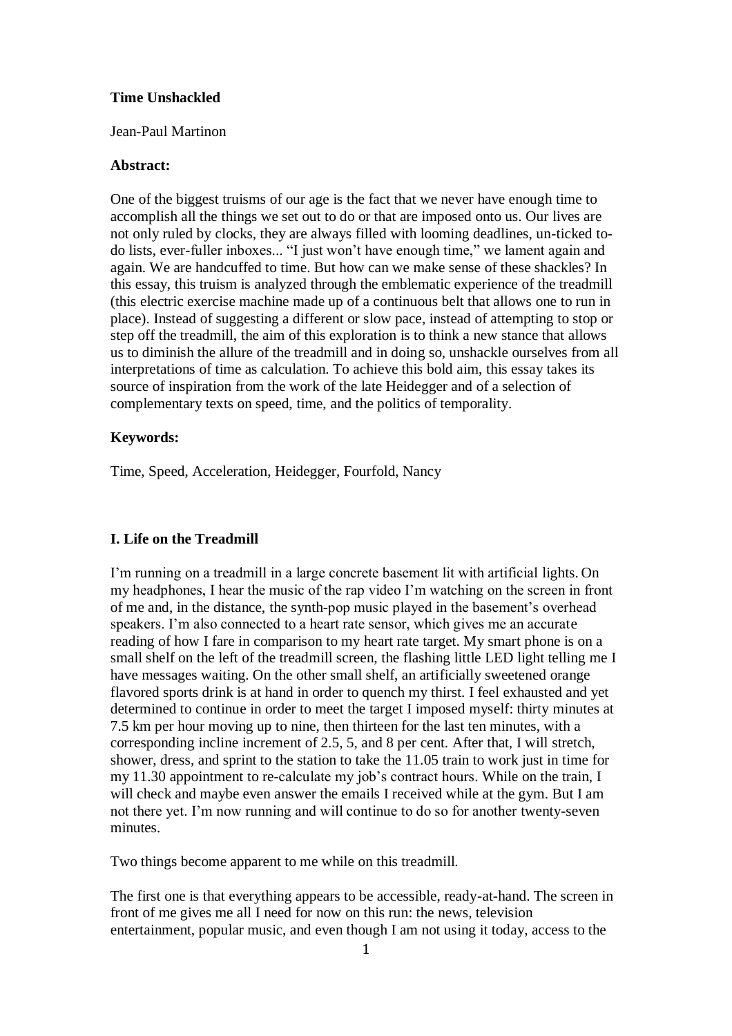**Time Unshackled**

Jean-Paul Martinon

**Abstract:**

One of the biggest truisms of our age is the fact that we never have enough time to accomplish all the things we set out to do or that are imposed onto us. Our lives are not only ruled by clocks, they are always filled with looming deadlines, un-ticked to-do lists, ever-fuller inboxes... "I just won't have enough time," we lament again and again. We are handcuffed to time. But how can we make sense of these shackles? In this essay, this truism is analyzed through the emblematic experience of the treadmill (this electric exercise machine made up of a continuous belt that allows one to run in place). Instead of suggesting a different or slow pace, instead of attempting to stop or step off the treadmill, the aim of this exploration is to think a new stance that allows us to diminish the allure of the treadmill and in doing so, unshackle ourselves from all interpretations of time as calculation. To achieve this bold aim, this essay takes its source of inspiration from the work of the late Heidegger and of a selection of complementary texts on speed, time, and the politics of temporality.

**Keywords:**

Time, Speed, Acceleration, Heidegger, Fourfold, Nancy

## I. Life on the Treadmill

I'm running on a treadmill in a large concrete basement lit with artificial lights. On my headphones, I hear the music of the rap video I'm watching on the screen in front of me and, in the distance, the synth-pop music played in the basement's overhead speakers. I'm also connected to a heart rate sensor, which gives me an accurate reading of how I fare in comparison to my heart rate target. My smart phone is on a small shelf on the left of the treadmill screen, the flashing little LED light telling me I have messages waiting. On the other small shelf, an artificially sweetened orange flavored sports drink is at hand in order to quench my thirst. I feel exhausted and yet determined to continue in order to meet the target I imposed myself: thirty minutes at 7.5 km per hour moving up to nine, then thirteen for the last ten minutes, with a corresponding incline increment of 2.5, 5, and 8 per cent. After that, I will stretch, shower, dress, and sprint to the station to take the 11.05 train to work just in time for my 11.30 appointment to re-calculate my job's contract hours. While on the train, I will check and maybe even answer the emails I received while at the gym. But I am not there yet. I'm now running and will continue to do so for another twenty-seven minutes.

Two things become apparent to me while on this treadmill.

The first one is that everything appears to be accessible, ready-at-hand. The screen in front of me gives me all I need for now on this run: the news, television entertainment, popular music, and even though I am not using it today, access to the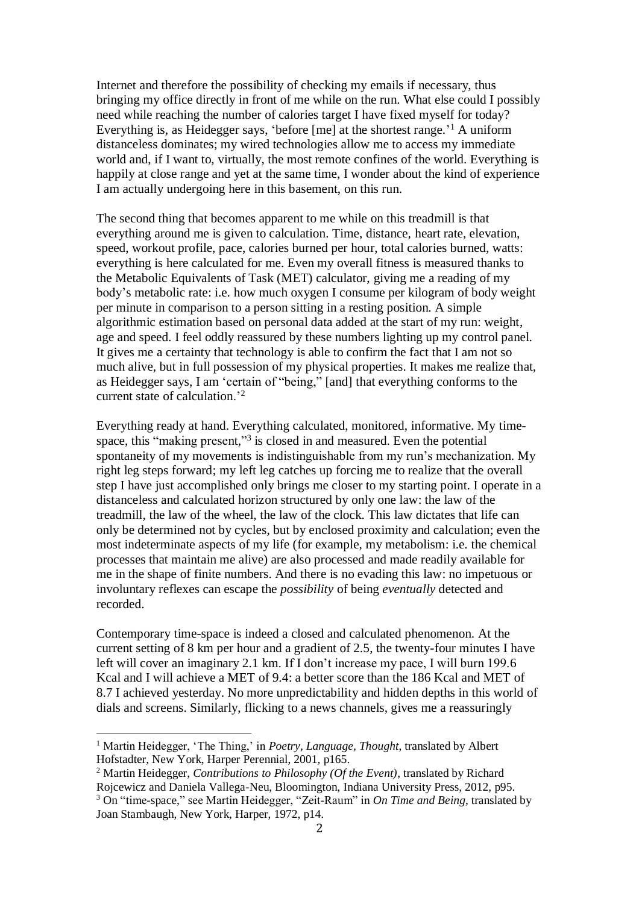Internet and therefore the possibility of checking my emails if necessary, thus bringing my office directly in front of me while on the run. What else could I possibly need while reaching the number of calories target I have fixed myself for today? Everything is, as Heidegger says, 'before [me] at the shortest range.'[1] A uniform distanceless dominates; my wired technologies allow me to access my immediate world and, if I want to, virtually, the most remote confines of the world. Everything is happily at close range and yet at the same time, I wonder about the kind of experience I am actually undergoing here in this basement, on this run.

The second thing that becomes apparent to me while on this treadmill is that everything around me is given to calculation. Time, distance, heart rate, elevation, speed, workout profile, pace, calories burned per hour, total calories burned, watts: everything is here calculated for me. Even my overall fitness is measured thanks to the Metabolic Equivalents of Task (MET) calculator, giving me a reading of my body's metabolic rate: i.e. how much oxygen I consume per kilogram of body weight per minute in comparison to a person sitting in a resting position. A simple algorithmic estimation based on personal data added at the start of my run: weight, age and speed. I feel oddly reassured by these numbers lighting up my control panel. It gives me a certainty that technology is able to confirm the fact that I am not so much alive, but in full possession of my physical properties. It makes me realize that, as Heidegger says, I am 'certain of "being," [and] that everything conforms to the current state of calculation.'[2]

Everything ready at hand. Everything calculated, monitored, informative. My time-space, this "making present,"[3] is closed in and measured. Even the potential spontaneity of my movements is indistinguishable from my run's mechanization. My right leg steps forward; my left leg catches up forcing me to realize that the overall step I have just accomplished only brings me closer to my starting point. I operate in a distanceless and calculated horizon structured by only one law: the law of the treadmill, the law of the wheel, the law of the clock. This law dictates that life can only be determined not by cycles, but by enclosed proximity and calculation; even the most indeterminate aspects of my life (for example, my metabolism: i.e. the chemical processes that maintain me alive) are also processed and made readily available for me in the shape of finite numbers. And there is no evading this law: no impetuous or involuntary reflexes can escape the *possibility* of being *eventually* detected and recorded.

Contemporary time-space is indeed a closed and calculated phenomenon. At the current setting of 8 km per hour and a gradient of 2.5, the twenty-four minutes I have left will cover an imaginary 2.1 km. If I don't increase my pace, I will burn 199.6 Kcal and I will achieve a MET of 9.4: a better score than the 186 Kcal and MET of 8.7 I achieved yesterday. No more unpredictability and hidden depths in this world of dials and screens. Similarly, flicking to a news channels, gives me a reassuringly

[1] Martin Heidegger, 'The Thing,' in *Poetry, Language, Thought*, translated by Albert Hofstadter, New York, Harper Perennial, 2001, p165.

[2] Martin Heidegger, *Contributions to Philosophy (Of the Event)*, translated by Richard Rojcewicz and Daniela Vallega-Neu, Bloomington, Indiana University Press, 2012, p95.

[3] On "time-space," see Martin Heidegger, "Zeit-Raum" in *On Time and Being*, translated by Joan Stambaugh, New York, Harper, 1972, p14.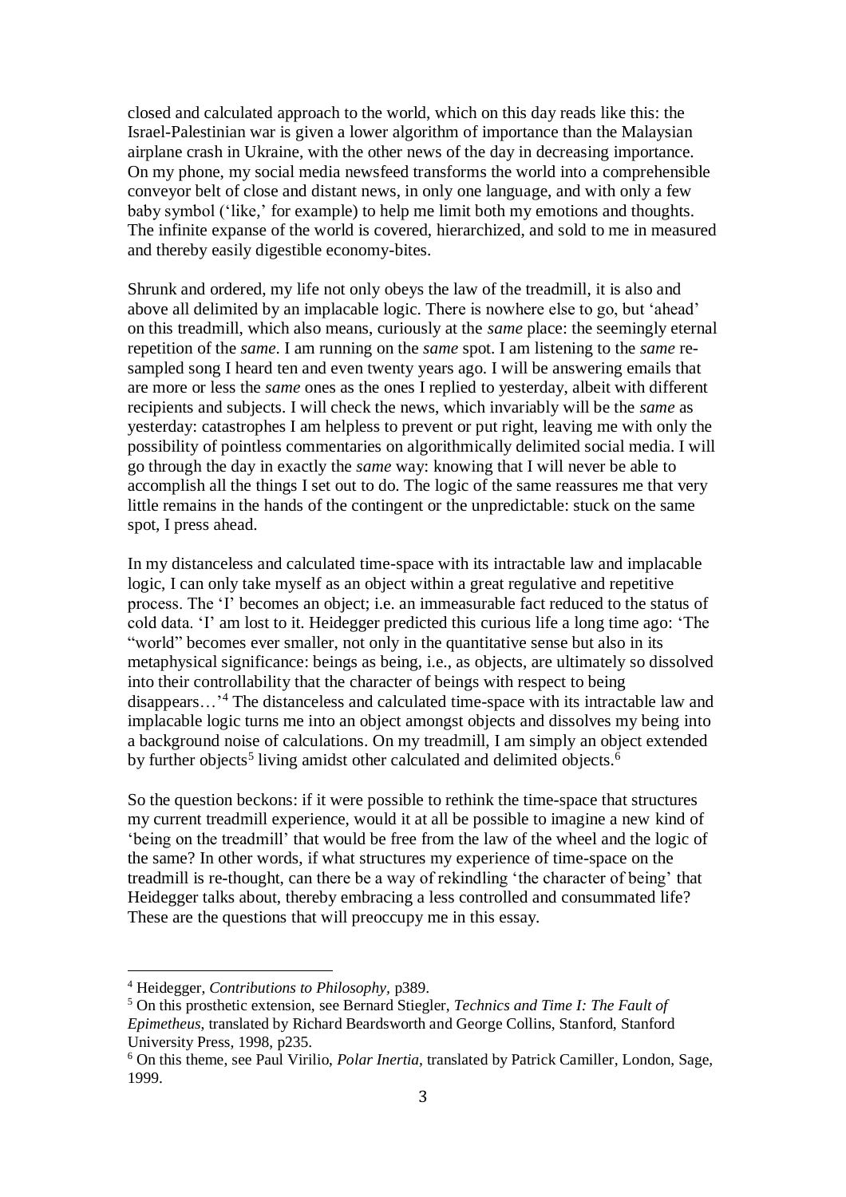closed and calculated approach to the world, which on this day reads like this: the Israel-Palestinian war is given a lower algorithm of importance than the Malaysian airplane crash in Ukraine, with the other news of the day in decreasing importance. On my phone, my social media newsfeed transforms the world into a comprehensible conveyor belt of close and distant news, in only one language, and with only a few baby symbol ('like,' for example) to help me limit both my emotions and thoughts. The infinite expanse of the world is covered, hierarchized, and sold to me in measured and thereby easily digestible economy-bites.

Shrunk and ordered, my life not only obeys the law of the treadmill, it is also and above all delimited by an implacable logic. There is nowhere else to go, but 'ahead' on this treadmill, which also means, curiously at the *same* place: the seemingly eternal repetition of the *same*. I am running on the *same* spot. I am listening to the *same* re-sampled song I heard ten and even twenty years ago. I will be answering emails that are more or less the *same* ones as the ones I replied to yesterday, albeit with different recipients and subjects. I will check the news, which invariably will be the *same* as yesterday: catastrophes I am helpless to prevent or put right, leaving me with only the possibility of pointless commentaries on algorithmically delimited social media. I will go through the day in exactly the *same* way: knowing that I will never be able to accomplish all the things I set out to do. The logic of the same reassures me that very little remains in the hands of the contingent or the unpredictable: stuck on the same spot, I press ahead.

In my distanceless and calculated time-space with its intractable law and implacable logic, I can only take myself as an object within a great regulative and repetitive process. The 'I' becomes an object; i.e. an immeasurable fact reduced to the status of cold data. 'I' am lost to it. Heidegger predicted this curious life a long time ago: 'The "world" becomes ever smaller, not only in the quantitative sense but also in its metaphysical significance: beings as being, i.e., as objects, are ultimately so dissolved into their controllability that the character of beings with respect to being disappears…'[4] The distanceless and calculated time-space with its intractable law and implacable logic turns me into an object amongst objects and dissolves my being into a background noise of calculations. On my treadmill, I am simply an object extended by further objects[5] living amidst other calculated and delimited objects.[6]

So the question beckons: if it were possible to rethink the time-space that structures my current treadmill experience, would it at all be possible to imagine a new kind of 'being on the treadmill' that would be free from the law of the wheel and the logic of the same? In other words, if what structures my experience of time-space on the treadmill is re-thought, can there be a way of rekindling 'the character of being' that Heidegger talks about, thereby embracing a less controlled and consummated life? These are the questions that will preoccupy me in this essay.

---

[4] Heidegger, *Contributions to Philosophy*, p389.

[5] On this prosthetic extension, see Bernard Stiegler, *Technics and Time I: The Fault of Epimetheus*, translated by Richard Beardsworth and George Collins, Stanford, Stanford University Press, 1998, p235.

[6] On this theme, see Paul Virilio, *Polar Inertia*, translated by Patrick Camiller, London, Sage, 1999.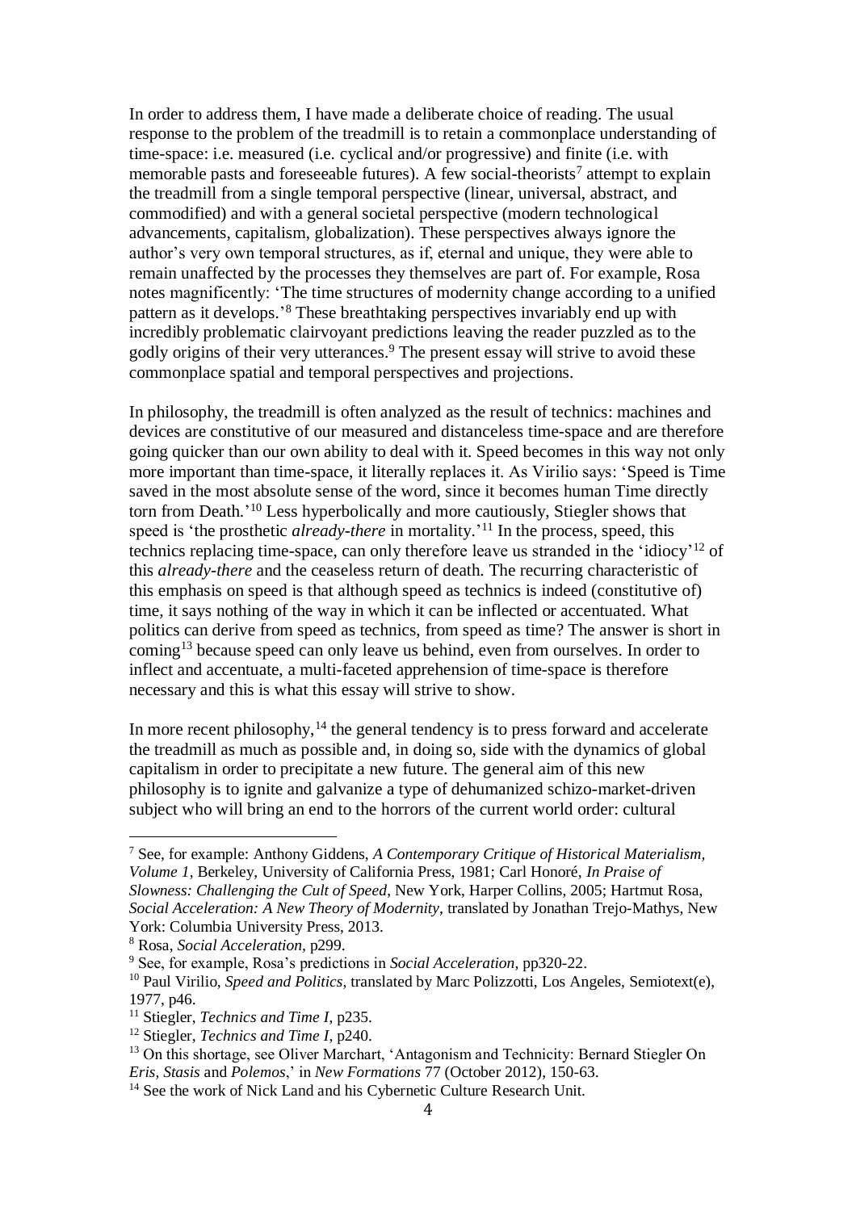In order to address them, I have made a deliberate choice of reading. The usual response to the problem of the treadmill is to retain a commonplace understanding of time-space: i.e. measured (i.e. cyclical and/or progressive) and finite (i.e. with memorable pasts and foreseeable futures). A few social-theorists[7] attempt to explain the treadmill from a single temporal perspective (linear, universal, abstract, and commodified) and with a general societal perspective (modern technological advancements, capitalism, globalization). These perspectives always ignore the author's very own temporal structures, as if, eternal and unique, they were able to remain unaffected by the processes they themselves are part of. For example, Rosa notes magnificently: 'The time structures of modernity change according to a unified pattern as it develops.'[8] These breathtaking perspectives invariably end up with incredibly problematic clairvoyant predictions leaving the reader puzzled as to the godly origins of their very utterances.[9] The present essay will strive to avoid these commonplace spatial and temporal perspectives and projections.

In philosophy, the treadmill is often analyzed as the result of technics: machines and devices are constitutive of our measured and distanceless time-space and are therefore going quicker than our own ability to deal with it. Speed becomes in this way not only more important than time-space, it literally replaces it. As Virilio says: 'Speed is Time saved in the most absolute sense of the word, since it becomes human Time directly torn from Death.'[10] Less hyperbolically and more cautiously, Stiegler shows that speed is 'the prosthetic *already-there* in mortality.'[11] In the process, speed, this technics replacing time-space, can only therefore leave us stranded in the 'idiocy'[12] of this *already-there* and the ceaseless return of death. The recurring characteristic of this emphasis on speed is that although speed as technics is indeed (constitutive of) time, it says nothing of the way in which it can be inflected or accentuated. What politics can derive from speed as technics, from speed as time? The answer is short in coming[13] because speed can only leave us behind, even from ourselves. In order to inflect and accentuate, a multi-faceted apprehension of time-space is therefore necessary and this is what this essay will strive to show.

In more recent philosophy,[14] the general tendency is to press forward and accelerate the treadmill as much as possible and, in doing so, side with the dynamics of global capitalism in order to precipitate a new future. The general aim of this new philosophy is to ignite and galvanize a type of dehumanized schizo-market-driven subject who will bring an end to the horrors of the current world order: cultural

---

[7] See, for example: Anthony Giddens, *A Contemporary Critique of Historical Materialism, Volume 1*, Berkeley, University of California Press, 1981; Carl Honoré, *In Praise of Slowness: Challenging the Cult of Speed*, New York, Harper Collins, 2005; Hartmut Rosa, *Social Acceleration: A New Theory of Modernity*, translated by Jonathan Trejo-Mathys, New York: Columbia University Press, 2013.

[8] Rosa, *Social Acceleration*, p299.

[9] See, for example, Rosa's predictions in *Social Acceleration*, pp320-22.

[10] Paul Virilio, *Speed and Politics*, translated by Marc Polizzotti, Los Angeles, Semiotext(e), 1977, p46.

[11] Stiegler, *Technics and Time I*, p235.

[12] Stiegler, *Technics and Time I*, p240.

[13] On this shortage, see Oliver Marchart, 'Antagonism and Technicity: Bernard Stiegler On *Eris*, *Stasis* and *Polemos*,' in *New Formations* 77 (October 2012), 150-63.

[14] See the work of Nick Land and his Cybernetic Culture Research Unit.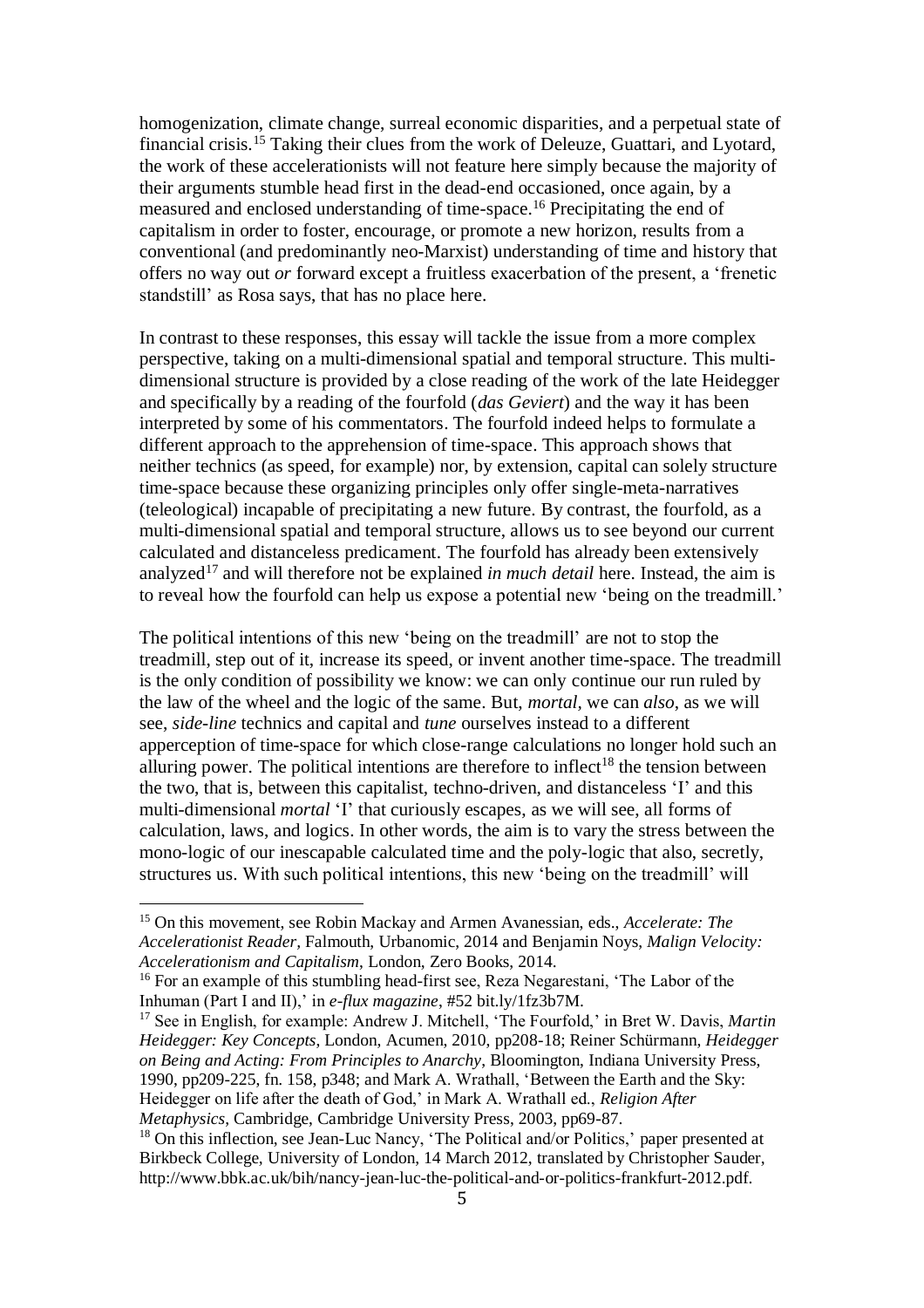homogenization, climate change, surreal economic disparities, and a perpetual state of financial crisis.[15] Taking their clues from the work of Deleuze, Guattari, and Lyotard, the work of these accelerationists will not feature here simply because the majority of their arguments stumble head first in the dead-end occasioned, once again, by a measured and enclosed understanding of time-space.[16] Precipitating the end of capitalism in order to foster, encourage, or promote a new horizon, results from a conventional (and predominantly neo-Marxist) understanding of time and history that offers no way out *or* forward except a fruitless exacerbation of the present, a 'frenetic standstill' as Rosa says, that has no place here.

In contrast to these responses, this essay will tackle the issue from a more complex perspective, taking on a multi-dimensional spatial and temporal structure. This multi-dimensional structure is provided by a close reading of the work of the late Heidegger and specifically by a reading of the fourfold (*das Geviert*) and the way it has been interpreted by some of his commentators. The fourfold indeed helps to formulate a different approach to the apprehension of time-space. This approach shows that neither technics (as speed, for example) nor, by extension, capital can solely structure time-space because these organizing principles only offer single-meta-narratives (teleological) incapable of precipitating a new future. By contrast, the fourfold, as a multi-dimensional spatial and temporal structure, allows us to see beyond our current calculated and distanceless predicament. The fourfold has already been extensively analyzed[17] and will therefore not be explained *in much detail* here. Instead, the aim is to reveal how the fourfold can help us expose a potential new 'being on the treadmill.'

The political intentions of this new 'being on the treadmill' are not to stop the treadmill, step out of it, increase its speed, or invent another time-space. The treadmill is the only condition of possibility we know: we can only continue our run ruled by the law of the wheel and the logic of the same. But, *mortal*, we can *also*, as we will see, *side-line* technics and capital and *tune* ourselves instead to a different apperception of time-space for which close-range calculations no longer hold such an alluring power. The political intentions are therefore to inflect[18] the tension between the two, that is, between this capitalist, techno-driven, and distanceless 'I' and this multi-dimensional *mortal* 'I' that curiously escapes, as we will see, all forms of calculation, laws, and logics. In other words, the aim is to vary the stress between the mono-logic of our inescapable calculated time and the poly-logic that also, secretly, structures us. With such political intentions, this new 'being on the treadmill' will

---

[15] On this movement, see Robin Mackay and Armen Avanessian, eds., *Accelerate: The Accelerationist Reader*, Falmouth, Urbanomic, 2014 and Benjamin Noys, *Malign Velocity: Accelerationism and Capitalism*, London, Zero Books, 2014.

[16] For an example of this stumbling head-first see, Reza Negarestani, 'The Labor of the Inhuman (Part I and II),' in *e-flux magazine*, #52 bit.ly/1fz3b7M.

[17] See in English, for example: Andrew J. Mitchell, 'The Fourfold,' in Bret W. Davis, *Martin Heidegger: Key Concepts*, London, Acumen, 2010, pp208-18; Reiner Schürmann, *Heidegger on Being and Acting: From Principles to Anarchy*, Bloomington, Indiana University Press, 1990, pp209-225, fn. 158, p348; and Mark A. Wrathall, 'Between the Earth and the Sky: Heidegger on life after the death of God,' in Mark A. Wrathall ed., *Religion After Metaphysics*, Cambridge, Cambridge University Press, 2003, pp69-87.

[18] On this inflection, see Jean-Luc Nancy, 'The Political and/or Politics,' paper presented at Birkbeck College, University of London, 14 March 2012, translated by Christopher Sauder, http://www.bbk.ac.uk/bih/nancy-jean-luc-the-political-and-or-politics-frankfurt-2012.pdf.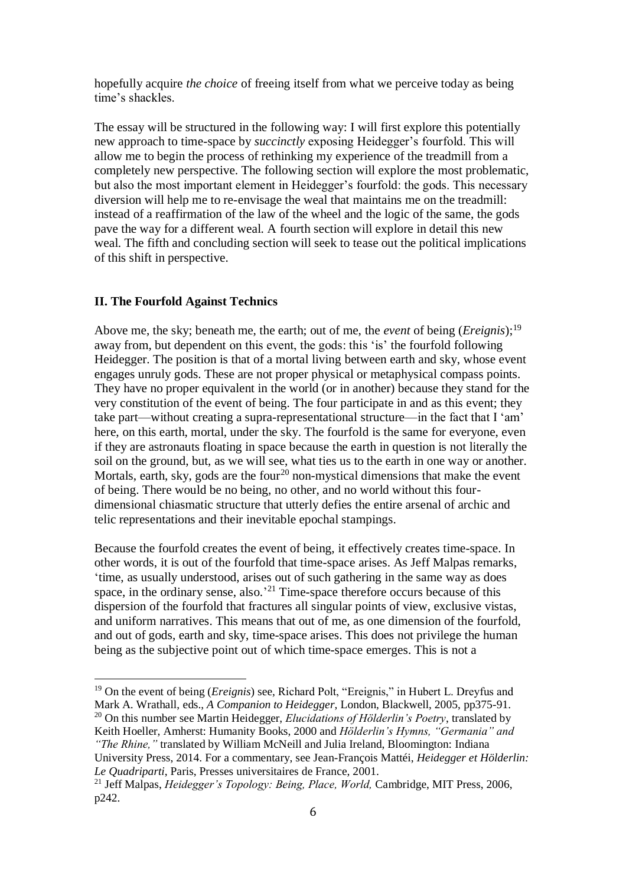hopefully acquire *the choice* of freeing itself from what we perceive today as being time's shackles.

The essay will be structured in the following way: I will first explore this potentially new approach to time-space by *succinctly* exposing Heidegger's fourfold. This will allow me to begin the process of rethinking my experience of the treadmill from a completely new perspective. The following section will explore the most problematic, but also the most important element in Heidegger's fourfold: the gods. This necessary diversion will help me to re-envisage the weal that maintains me on the treadmill: instead of a reaffirmation of the law of the wheel and the logic of the same, the gods pave the way for a different weal. A fourth section will explore in detail this new weal. The fifth and concluding section will seek to tease out the political implications of this shift in perspective.

## II. The Fourfold Against Technics

Above me, the sky; beneath me, the earth; out of me, the *event* of being (*Ereignis*);[19] away from, but dependent on this event, the gods: this 'is' the fourfold following Heidegger. The position is that of a mortal living between earth and sky, whose event engages unruly gods. These are not proper physical or metaphysical compass points. They have no proper equivalent in the world (or in another) because they stand for the very constitution of the event of being. The four participate in and as this event; they take part—without creating a supra-representational structure—in the fact that I 'am' here, on this earth, mortal, under the sky. The fourfold is the same for everyone, even if they are astronauts floating in space because the earth in question is not literally the soil on the ground, but, as we will see, what ties us to the earth in one way or another. Mortals, earth, sky, gods are the four[20] non-mystical dimensions that make the event of being. There would be no being, no other, and no world without this four-dimensional chiasmatic structure that utterly defies the entire arsenal of archic and telic representations and their inevitable epochal stampings.

Because the fourfold creates the event of being, it effectively creates time-space. In other words, it is out of the fourfold that time-space arises. As Jeff Malpas remarks, 'time, as usually understood, arises out of such gathering in the same way as does space, in the ordinary sense, also.'[21] Time-space therefore occurs because of this dispersion of the fourfold that fractures all singular points of view, exclusive vistas, and uniform narratives. This means that out of me, as one dimension of the fourfold, and out of gods, earth and sky, time-space arises. This does not privilege the human being as the subjective point out of which time-space emerges. This is not a

---

[19] On the event of being (*Ereignis*) see, Richard Polt, "Ereignis," in Hubert L. Dreyfus and Mark A. Wrathall, eds., *A Companion to Heidegger*, London, Blackwell, 2005, pp375-91.

[20] On this number see Martin Heidegger, *Elucidations of Hölderlin's Poetry*, translated by Keith Hoeller, Amherst: Humanity Books, 2000 and *Hölderlin's Hymns, "Germania" and "The Rhine,"* translated by William McNeill and Julia Ireland, Bloomington: Indiana University Press, 2014. For a commentary, see Jean-François Mattéi, *Heidegger et Hölderlin: Le Quadriparti*, Paris, Presses universitaires de France, 2001.

[21] Jeff Malpas, *Heidegger's Topology: Being, Place, World,* Cambridge, MIT Press, 2006, p242.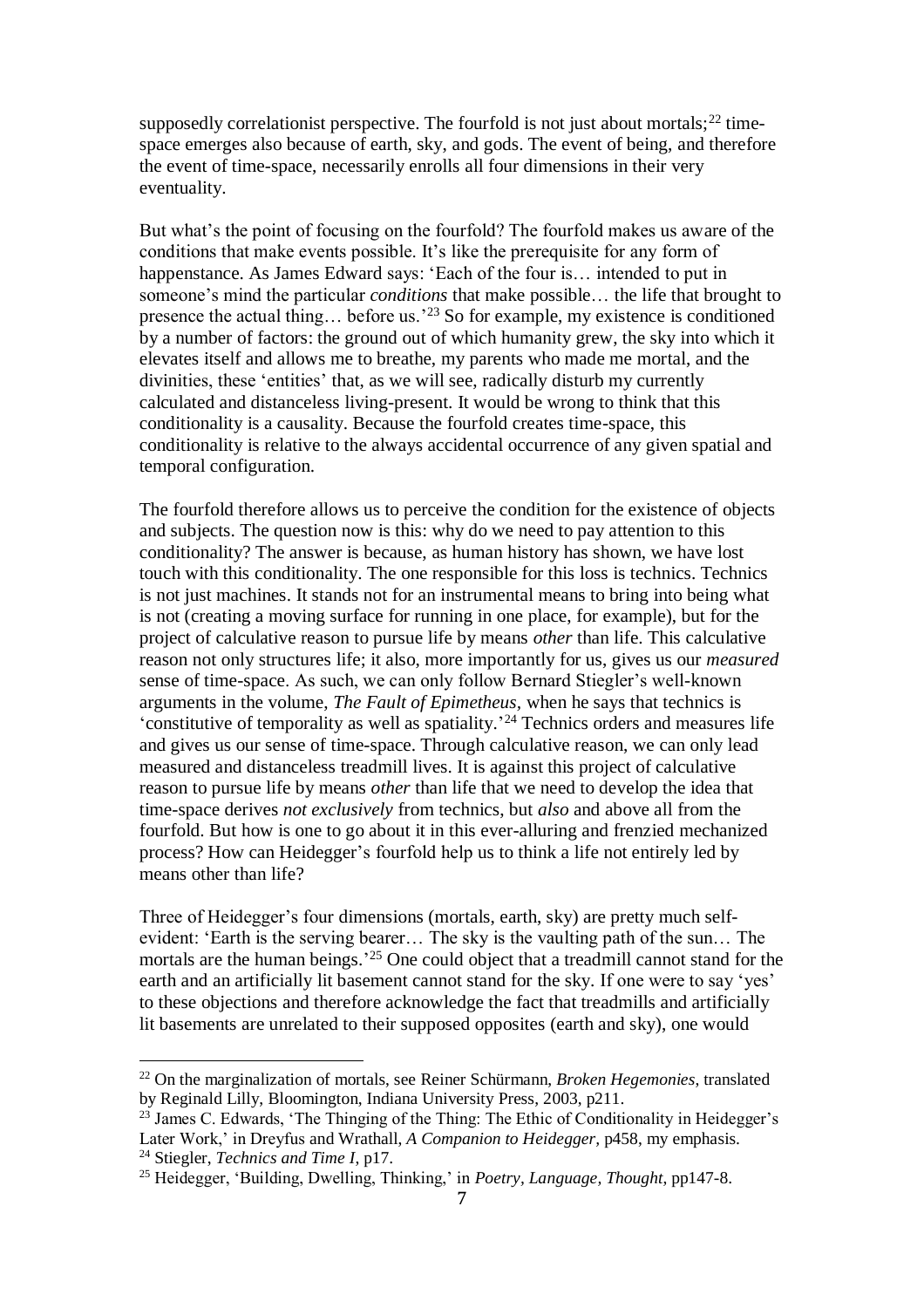supposedly correlationist perspective. The fourfold is not just about mortals;[22] time-space emerges also because of earth, sky, and gods. The event of being, and therefore the event of time-space, necessarily enrolls all four dimensions in their very eventuality.

But what's the point of focusing on the fourfold? The fourfold makes us aware of the conditions that make events possible. It's like the prerequisite for any form of happenstance. As James Edward says: 'Each of the four is… intended to put in someone's mind the particular *conditions* that make possible… the life that brought to presence the actual thing… before us.'[23] So for example, my existence is conditioned by a number of factors: the ground out of which humanity grew, the sky into which it elevates itself and allows me to breathe, my parents who made me mortal, and the divinities, these 'entities' that, as we will see, radically disturb my currently calculated and distanceless living-present. It would be wrong to think that this conditionality is a causality. Because the fourfold creates time-space, this conditionality is relative to the always accidental occurrence of any given spatial and temporal configuration.

The fourfold therefore allows us to perceive the condition for the existence of objects and subjects. The question now is this: why do we need to pay attention to this conditionality? The answer is because, as human history has shown, we have lost touch with this conditionality. The one responsible for this loss is technics. Technics is not just machines. It stands not for an instrumental means to bring into being what is not (creating a moving surface for running in one place, for example), but for the project of calculative reason to pursue life by means *other* than life. This calculative reason not only structures life; it also, more importantly for us, gives us our *measured* sense of time-space. As such, we can only follow Bernard Stiegler's well-known arguments in the volume, *The Fault of Epimetheus*, when he says that technics is 'constitutive of temporality as well as spatiality.'[24] Technics orders and measures life and gives us our sense of time-space. Through calculative reason, we can only lead measured and distanceless treadmill lives. It is against this project of calculative reason to pursue life by means *other* than life that we need to develop the idea that time-space derives *not exclusively* from technics, but *also* and above all from the fourfold. But how is one to go about it in this ever-alluring and frenzied mechanized process? How can Heidegger's fourfold help us to think a life not entirely led by means other than life?

Three of Heidegger's four dimensions (mortals, earth, sky) are pretty much self-evident: 'Earth is the serving bearer… The sky is the vaulting path of the sun… The mortals are the human beings.'[25] One could object that a treadmill cannot stand for the earth and an artificially lit basement cannot stand for the sky. If one were to say 'yes' to these objections and therefore acknowledge the fact that treadmills and artificially lit basements are unrelated to their supposed opposites (earth and sky), one would

---

[22] On the marginalization of mortals, see Reiner Schürmann, *Broken Hegemonies*, translated by Reginald Lilly, Bloomington, Indiana University Press, 2003, p211.

[23] James C. Edwards, 'The Thinging of the Thing: The Ethic of Conditionality in Heidegger's Later Work,' in Dreyfus and Wrathall, *A Companion to Heidegger*, p458, my emphasis.

[24] Stiegler, *Technics and Time I*, p17.

[25] Heidegger, 'Building, Dwelling, Thinking,' in *Poetry, Language, Thought*, pp147-8.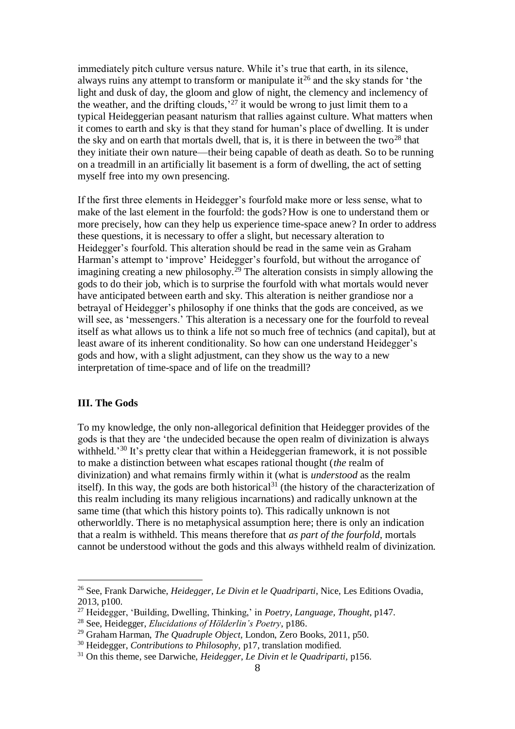immediately pitch culture versus nature. While it's true that earth, in its silence, always ruins any attempt to transform or manipulate it[26] and the sky stands for 'the light and dusk of day, the gloom and glow of night, the clemency and inclemency of the weather, and the drifting clouds,'[27] it would be wrong to just limit them to a typical Heideggerian peasant naturism that rallies against culture. What matters when it comes to earth and sky is that they stand for human's place of dwelling. It is under the sky and on earth that mortals dwell, that is, it is there in between the two[28] that they initiate their own nature—their being capable of death as death. So to be running on a treadmill in an artificially lit basement is a form of dwelling, the act of setting myself free into my own presencing.

If the first three elements in Heidegger's fourfold make more or less sense, what to make of the last element in the fourfold: the gods? How is one to understand them or more precisely, how can they help us experience time-space anew? In order to address these questions, it is necessary to offer a slight, but necessary alteration to Heidegger's fourfold. This alteration should be read in the same vein as Graham Harman's attempt to 'improve' Heidegger's fourfold, but without the arrogance of imagining creating a new philosophy.[29] The alteration consists in simply allowing the gods to do their job, which is to surprise the fourfold with what mortals would never have anticipated between earth and sky. This alteration is neither grandiose nor a betrayal of Heidegger's philosophy if one thinks that the gods are conceived, as we will see, as 'messengers.' This alteration is a necessary one for the fourfold to reveal itself as what allows us to think a life not so much free of technics (and capital), but at least aware of its inherent conditionality. So how can one understand Heidegger's gods and how, with a slight adjustment, can they show us the way to a new interpretation of time-space and of life on the treadmill?

### III. The Gods

To my knowledge, the only non-allegorical definition that Heidegger provides of the gods is that they are 'the undecided because the open realm of divinization is always withheld.'[30] It's pretty clear that within a Heideggerian framework, it is not possible to make a distinction between what escapes rational thought (*the* realm of divinization) and what remains firmly within it (what is *understood* as the realm itself). In this way, the gods are both historical[31] (the history of the characterization of this realm including its many religious incarnations) and radically unknown at the same time (that which this history points to). This radically unknown is not otherworldly. There is no metaphysical assumption here; there is only an indication that a realm is withheld. This means therefore that *as part of the fourfold*, mortals cannot be understood without the gods and this always withheld realm of divinization.

[26] See, Frank Darwiche, *Heidegger, Le Divin et le Quadriparti*, Nice, Les Editions Ovadia, 2013, p100.

[27] Heidegger, 'Building, Dwelling, Thinking,' in *Poetry, Language, Thought*, p147.

[28] See, Heidegger, *Elucidations of Hölderlin's Poetry*, p186.

[29] Graham Harman, *The Quadruple Object*, London, Zero Books, 2011, p50.

[30] Heidegger, *Contributions to Philosophy*, p17, translation modified.

[31] On this theme, see Darwiche, *Heidegger, Le Divin et le Quadriparti*, p156.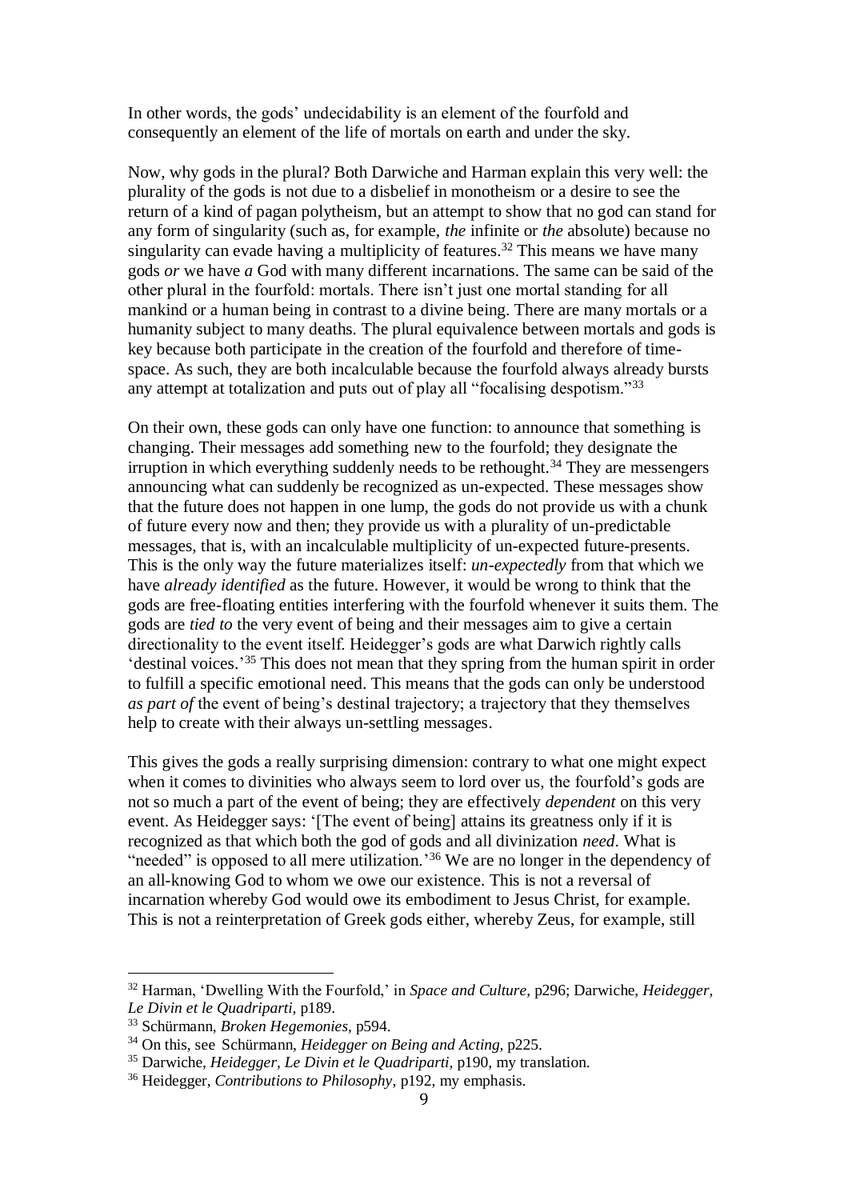In other words, the gods' undecidability is an element of the fourfold and consequently an element of the life of mortals on earth and under the sky.

Now, why gods in the plural? Both Darwiche and Harman explain this very well: the plurality of the gods is not due to a disbelief in monotheism or a desire to see the return of a kind of pagan polytheism, but an attempt to show that no god can stand for any form of singularity (such as, for example, *the* infinite or *the* absolute) because no singularity can evade having a multiplicity of features.[32] This means we have many gods *or* we have *a* God with many different incarnations. The same can be said of the other plural in the fourfold: mortals. There isn't just one mortal standing for all mankind or a human being in contrast to a divine being. There are many mortals or a humanity subject to many deaths. The plural equivalence between mortals and gods is key because both participate in the creation of the fourfold and therefore of time-space. As such, they are both incalculable because the fourfold always already bursts any attempt at totalization and puts out of play all "focalising despotism."[33]

On their own, these gods can only have one function: to announce that something is changing. Their messages add something new to the fourfold; they designate the irruption in which everything suddenly needs to be rethought.[34] They are messengers announcing what can suddenly be recognized as un-expected. These messages show that the future does not happen in one lump, the gods do not provide us with a chunk of future every now and then; they provide us with a plurality of un-predictable messages, that is, with an incalculable multiplicity of un-expected future-presents. This is the only way the future materializes itself: *un-expectedly* from that which we have *already identified* as the future. However, it would be wrong to think that the gods are free-floating entities interfering with the fourfold whenever it suits them. The gods are *tied to* the very event of being and their messages aim to give a certain directionality to the event itself. Heidegger's gods are what Darwich rightly calls 'destinal voices.'[35] This does not mean that they spring from the human spirit in order to fulfill a specific emotional need. This means that the gods can only be understood *as part of* the event of being's destinal trajectory; a trajectory that they themselves help to create with their always un-settling messages.

This gives the gods a really surprising dimension: contrary to what one might expect when it comes to divinities who always seem to lord over us, the fourfold's gods are not so much a part of the event of being; they are effectively *dependent* on this very event. As Heidegger says: '[The event of being] attains its greatness only if it is recognized as that which both the god of gods and all divinization *need*. What is "needed" is opposed to all mere utilization.'[36] We are no longer in the dependency of an all-knowing God to whom we owe our existence. This is not a reversal of incarnation whereby God would owe its embodiment to Jesus Christ, for example. This is not a reinterpretation of Greek gods either, whereby Zeus, for example, still

[32] Harman, 'Dwelling With the Fourfold,' in *Space and Culture,* p296; Darwiche, *Heidegger, Le Divin et le Quadriparti,* p189.

[33] Schürmann, *Broken Hegemonies,* p594.

[34] On this, see Schürmann, *Heidegger on Being and Acting,* p225.

[35] Darwiche, *Heidegger, Le Divin et le Quadriparti,* p190, my translation.

[36] Heidegger, *Contributions to Philosophy,* p192, my emphasis.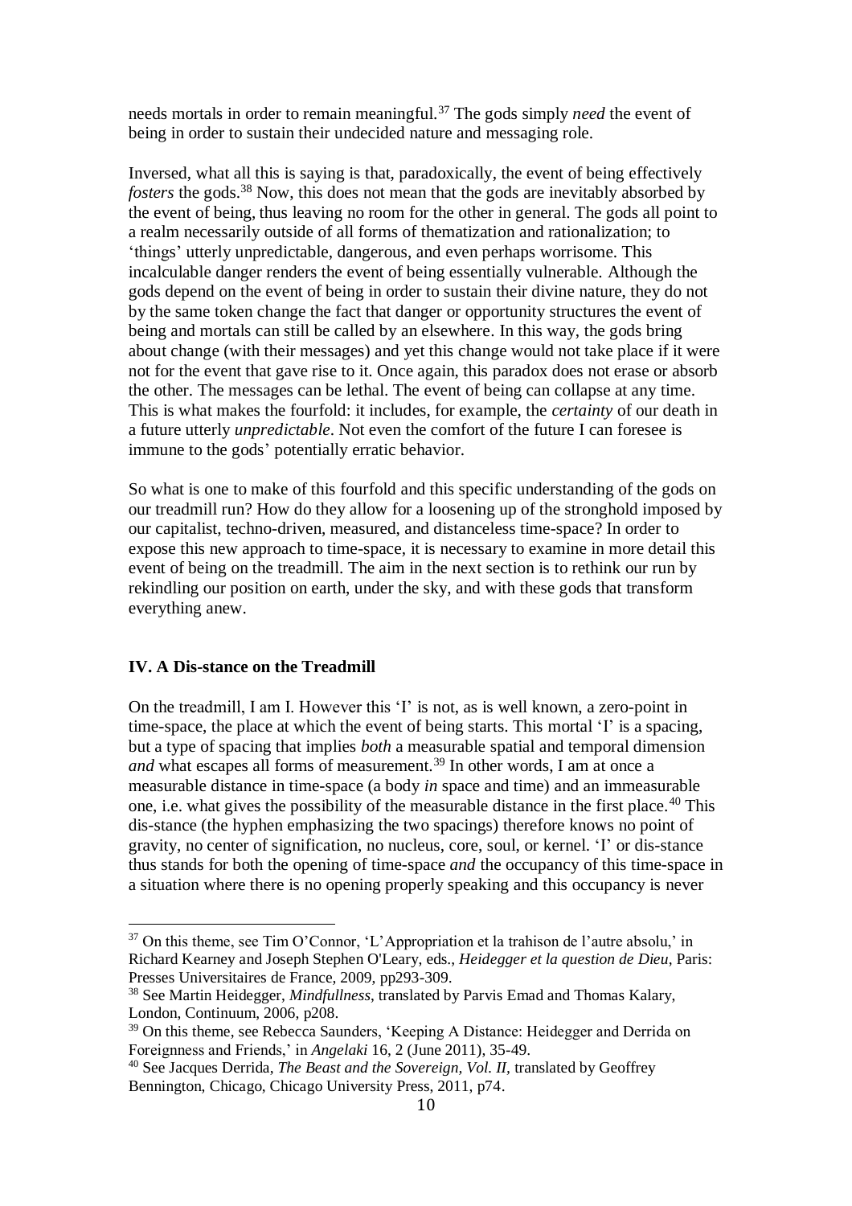needs mortals in order to remain meaningful.[37] The gods simply *need* the event of being in order to sustain their undecided nature and messaging role.

Inversed, what all this is saying is that, paradoxically, the event of being effectively *fosters* the gods.[38] Now, this does not mean that the gods are inevitably absorbed by the event of being, thus leaving no room for the other in general. The gods all point to a realm necessarily outside of all forms of thematization and rationalization; to 'things' utterly unpredictable, dangerous, and even perhaps worrisome. This incalculable danger renders the event of being essentially vulnerable. Although the gods depend on the event of being in order to sustain their divine nature, they do not by the same token change the fact that danger or opportunity structures the event of being and mortals can still be called by an elsewhere. In this way, the gods bring about change (with their messages) and yet this change would not take place if it were not for the event that gave rise to it. Once again, this paradox does not erase or absorb the other. The messages can be lethal. The event of being can collapse at any time. This is what makes the fourfold: it includes, for example, the *certainty* of our death in a future utterly *unpredictable*. Not even the comfort of the future I can foresee is immune to the gods' potentially erratic behavior.

So what is one to make of this fourfold and this specific understanding of the gods on our treadmill run? How do they allow for a loosening up of the stronghold imposed by our capitalist, techno-driven, measured, and distanceless time-space? In order to expose this new approach to time-space, it is necessary to examine in more detail this event of being on the treadmill. The aim in the next section is to rethink our run by rekindling our position on earth, under the sky, and with these gods that transform everything anew.

## IV. A Dis-stance on the Treadmill

On the treadmill, I am I. However this 'I' is not, as is well known, a zero-point in time-space, the place at which the event of being starts. This mortal 'I' is a spacing, but a type of spacing that implies *both* a measurable spatial and temporal dimension *and* what escapes all forms of measurement.[39] In other words, I am at once a measurable distance in time-space (a body *in* space and time) and an immeasurable one, i.e. what gives the possibility of the measurable distance in the first place.[40] This dis-stance (the hyphen emphasizing the two spacings) therefore knows no point of gravity, no center of signification, no nucleus, core, soul, or kernel. 'I' or dis-stance thus stands for both the opening of time-space *and* the occupancy of this time-space in a situation where there is no opening properly speaking and this occupancy is never

---

[37] On this theme, see Tim O'Connor, 'L'Appropriation et la trahison de l'autre absolu,' in Richard Kearney and Joseph Stephen O'Leary, eds., *Heidegger et la question de Dieu*, Paris: Presses Universitaires de France, 2009, pp293-309.

[38] See Martin Heidegger, *Mindfullness*, translated by Parvis Emad and Thomas Kalary, London, Continuum, 2006, p208.

[39] On this theme, see Rebecca Saunders, 'Keeping A Distance: Heidegger and Derrida on Foreignness and Friends,' in *Angelaki* 16, 2 (June 2011), 35-49.

[40] See Jacques Derrida, *The Beast and the Sovereign, Vol. II,* translated by Geoffrey Bennington, Chicago, Chicago University Press, 2011, p74.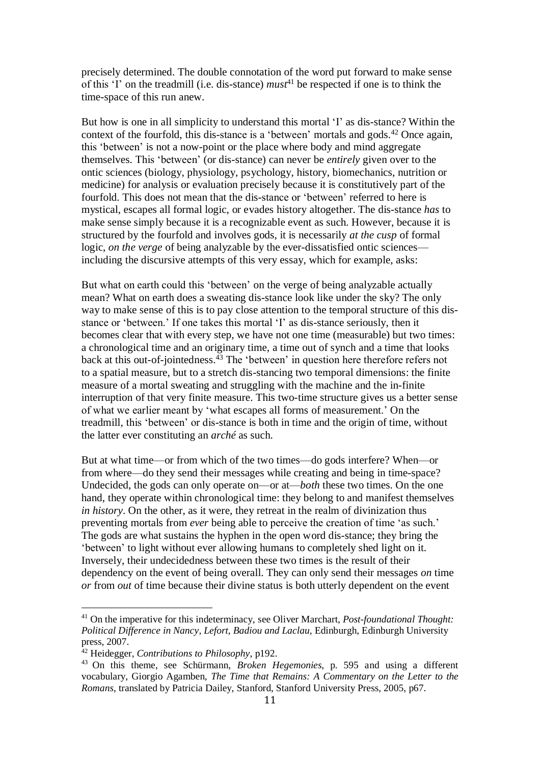precisely determined. The double connotation of the word put forward to make sense of this 'I' on the treadmill (i.e. dis-stance) *must*[41] be respected if one is to think the time-space of this run anew.

But how is one in all simplicity to understand this mortal 'I' as dis-stance? Within the context of the fourfold, this dis-stance is a 'between' mortals and gods.[42] Once again, this 'between' is not a now-point or the place where body and mind aggregate themselves. This 'between' (or dis-stance) can never be *entirely* given over to the ontic sciences (biology, physiology, psychology, history, biomechanics, nutrition or medicine) for analysis or evaluation precisely because it is constitutively part of the fourfold. This does not mean that the dis-stance or 'between' referred to here is mystical, escapes all formal logic, or evades history altogether. The dis-stance *has* to make sense simply because it is a recognizable event as such. However, because it is structured by the fourfold and involves gods, it is necessarily *at the cusp* of formal logic, *on the verge* of being analyzable by the ever-dissatisfied ontic sciences—including the discursive attempts of this very essay, which for example, asks:

But what on earth could this 'between' on the verge of being analyzable actually mean? What on earth does a sweating dis-stance look like under the sky? The only way to make sense of this is to pay close attention to the temporal structure of this dis-stance or 'between.' If one takes this mortal 'I' as dis-stance seriously, then it becomes clear that with every step, we have not one time (measurable) but two times: a chronological time and an originary time, a time out of synch and a time that looks back at this out-of-jointedness.[43] The 'between' in question here therefore refers not to a spatial measure, but to a stretch dis-stancing two temporal dimensions: the finite measure of a mortal sweating and struggling with the machine and the in-finite interruption of that very finite measure. This two-time structure gives us a better sense of what we earlier meant by 'what escapes all forms of measurement.' On the treadmill, this 'between' or dis-stance is both in time and the origin of time, without the latter ever constituting an *arché* as such.

But at what time—or from which of the two times—do gods interfere? When—or from where—do they send their messages while creating and being in time-space? Undecided, the gods can only operate on—or at—*both* these two times. On the one hand, they operate within chronological time: they belong to and manifest themselves *in history*. On the other, as it were, they retreat in the realm of divinization thus preventing mortals from *ever* being able to perceive the creation of time 'as such.' The gods are what sustains the hyphen in the open word dis-stance; they bring the 'between' to light without ever allowing humans to completely shed light on it. Inversely, their undecidedness between these two times is the result of their dependency on the event of being overall. They can only send their messages *on* time *or* from *out* of time because their divine status is both utterly dependent on the event

---

[41] On the imperative for this indeterminacy, see Oliver Marchart, *Post-foundational Thought: Political Difference in Nancy, Lefort, Badiou and Laclau*, Edinburgh, Edinburgh University press, 2007.

[42] Heidegger, *Contributions to Philosophy*, p192.

[43] On this theme, see Schürmann, *Broken Hegemonies*, p. 595 and using a different vocabulary, Giorgio Agamben, *The Time that Remains: A Commentary on the Letter to the Romans*, translated by Patricia Dailey, Stanford, Stanford University Press, 2005, p67.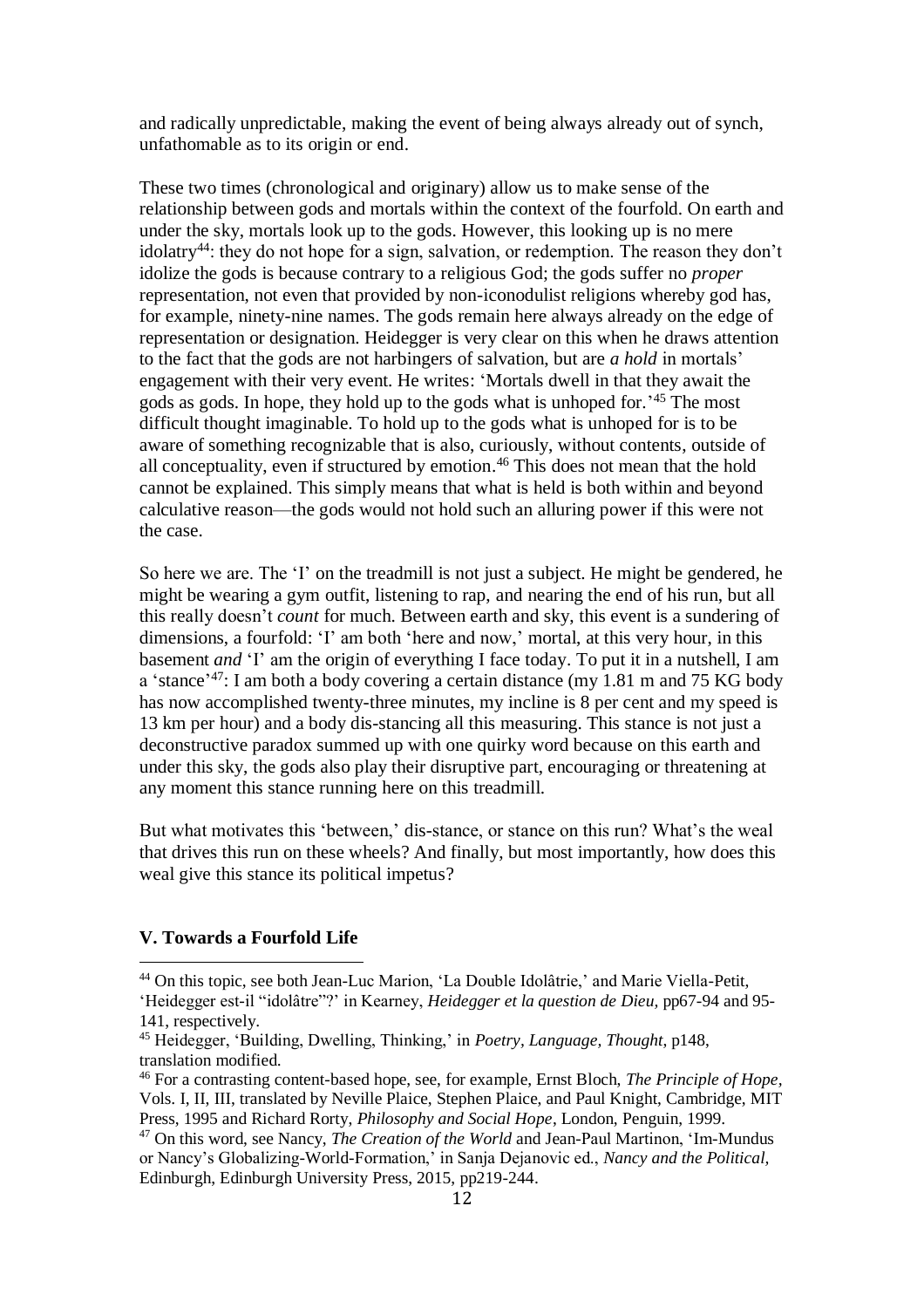and radically unpredictable, making the event of being always already out of synch, unfathomable as to its origin or end.

These two times (chronological and originary) allow us to make sense of the relationship between gods and mortals within the context of the fourfold. On earth and under the sky, mortals look up to the gods. However, this looking up is no mere idolatry[44]: they do not hope for a sign, salvation, or redemption. The reason they don't idolize the gods is because contrary to a religious God; the gods suffer no *proper* representation, not even that provided by non-iconodulist religions whereby god has, for example, ninety-nine names. The gods remain here always already on the edge of representation or designation. Heidegger is very clear on this when he draws attention to the fact that the gods are not harbingers of salvation, but are *a hold* in mortals' engagement with their very event. He writes: 'Mortals dwell in that they await the gods as gods. In hope, they hold up to the gods what is unhoped for.'[45] The most difficult thought imaginable. To hold up to the gods what is unhoped for is to be aware of something recognizable that is also, curiously, without contents, outside of all conceptuality, even if structured by emotion.[46] This does not mean that the hold cannot be explained. This simply means that what is held is both within and beyond calculative reason—the gods would not hold such an alluring power if this were not the case.

So here we are. The 'I' on the treadmill is not just a subject. He might be gendered, he might be wearing a gym outfit, listening to rap, and nearing the end of his run, but all this really doesn't *count* for much. Between earth and sky, this event is a sundering of dimensions, a fourfold: 'I' am both 'here and now,' mortal, at this very hour, in this basement *and* 'I' am the origin of everything I face today. To put it in a nutshell, I am a 'stance'[47]: I am both a body covering a certain distance (my 1.81 m and 75 KG body has now accomplished twenty-three minutes, my incline is 8 per cent and my speed is 13 km per hour) and a body dis-stancing all this measuring. This stance is not just a deconstructive paradox summed up with one quirky word because on this earth and under this sky, the gods also play their disruptive part, encouraging or threatening at any moment this stance running here on this treadmill.

But what motivates this 'between,' dis-stance, or stance on this run? What's the weal that drives this run on these wheels? And finally, but most importantly, how does this weal give this stance its political impetus?

## V. Towards a Fourfold Life

[44] On this topic, see both Jean-Luc Marion, 'La Double Idolâtrie,' and Marie Viella-Petit, 'Heidegger est-il "idolâtre"?' in Kearney, *Heidegger et la question de Dieu,* pp67-94 and 95-141, respectively.

[45] Heidegger, 'Building, Dwelling, Thinking,' in *Poetry, Language, Thought,* p148, translation modified.

[46] For a contrasting content-based hope, see, for example, Ernst Bloch, *The Principle of Hope*, Vols. I, II, III, translated by Neville Plaice, Stephen Plaice, and Paul Knight, Cambridge, MIT Press, 1995 and Richard Rorty, *Philosophy and Social Hope*, London, Penguin, 1999.

[47] On this word, see Nancy, *The Creation of the World* and Jean-Paul Martinon, 'Im-Mundus or Nancy's Globalizing-World-Formation,' in Sanja Dejanovic ed., *Nancy and the Political,* Edinburgh, Edinburgh University Press, 2015, pp219-244.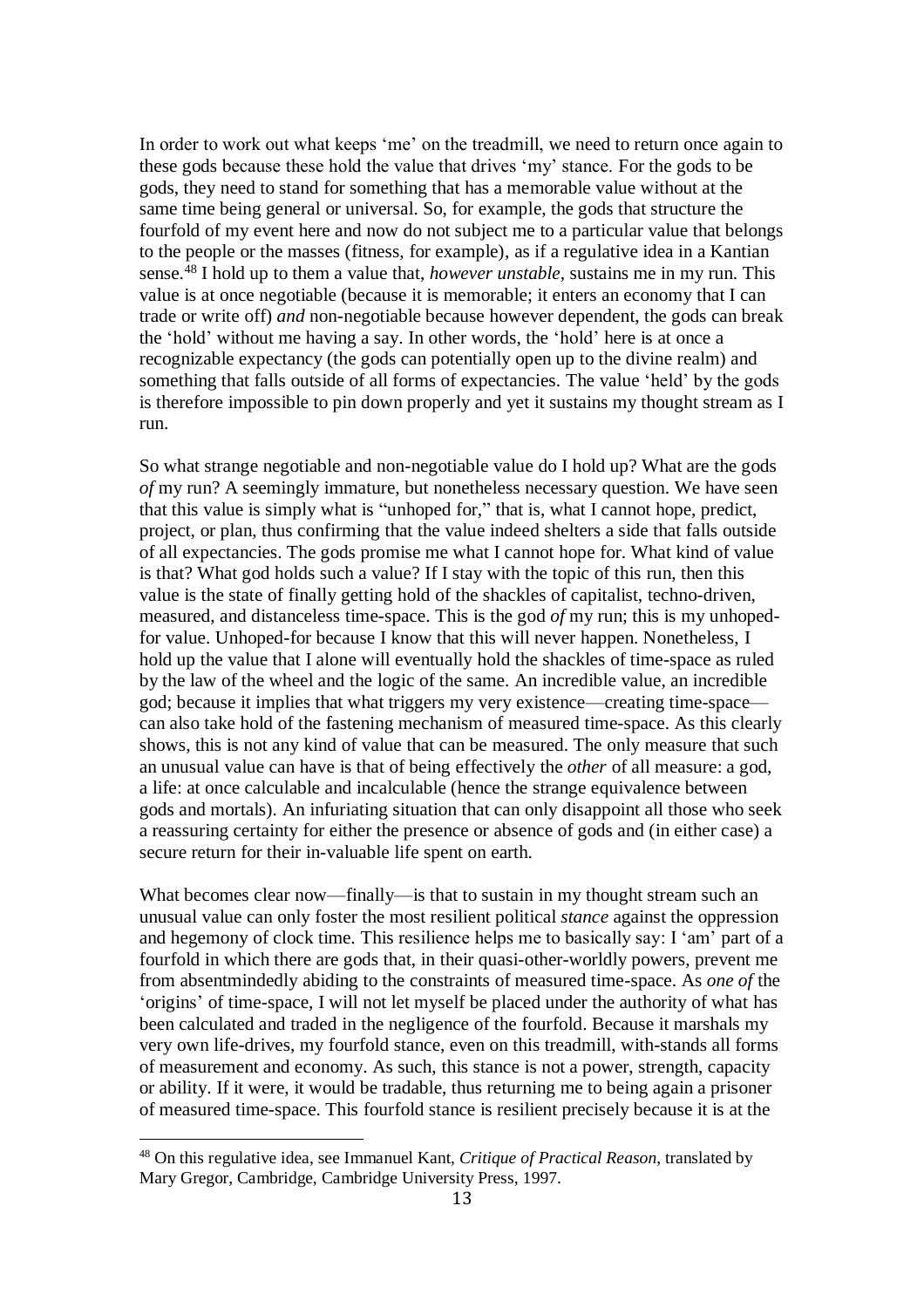In order to work out what keeps 'me' on the treadmill, we need to return once again to these gods because these hold the value that drives 'my' stance. For the gods to be gods, they need to stand for something that has a memorable value without at the same time being general or universal. So, for example, the gods that structure the fourfold of my event here and now do not subject me to a particular value that belongs to the people or the masses (fitness, for example), as if a regulative idea in a Kantian sense.[48] I hold up to them a value that, *however unstable*, sustains me in my run. This value is at once negotiable (because it is memorable; it enters an economy that I can trade or write off) *and* non-negotiable because however dependent, the gods can break the 'hold' without me having a say. In other words, the 'hold' here is at once a recognizable expectancy (the gods can potentially open up to the divine realm) and something that falls outside of all forms of expectancies. The value 'held' by the gods is therefore impossible to pin down properly and yet it sustains my thought stream as I run.

So what strange negotiable and non-negotiable value do I hold up? What are the gods *of* my run? A seemingly immature, but nonetheless necessary question. We have seen that this value is simply what is "unhoped for," that is, what I cannot hope, predict, project, or plan, thus confirming that the value indeed shelters a side that falls outside of all expectancies. The gods promise me what I cannot hope for. What kind of value is that? What god holds such a value? If I stay with the topic of this run, then this value is the state of finally getting hold of the shackles of capitalist, techno-driven, measured, and distanceless time-space. This is the god *of* my run; this is my unhoped-for value. Unhoped-for because I know that this will never happen. Nonetheless, I hold up the value that I alone will eventually hold the shackles of time-space as ruled by the law of the wheel and the logic of the same. An incredible value, an incredible god; because it implies that what triggers my very existence—creating time-space—can also take hold of the fastening mechanism of measured time-space. As this clearly shows, this is not any kind of value that can be measured. The only measure that such an unusual value can have is that of being effectively the *other* of all measure: a god, a life: at once calculable and incalculable (hence the strange equivalence between gods and mortals). An infuriating situation that can only disappoint all those who seek a reassuring certainty for either the presence or absence of gods and (in either case) a secure return for their in-valuable life spent on earth.

What becomes clear now—finally—is that to sustain in my thought stream such an unusual value can only foster the most resilient political *stance* against the oppression and hegemony of clock time. This resilience helps me to basically say: I 'am' part of a fourfold in which there are gods that, in their quasi-other-worldly powers, prevent me from absentmindedly abiding to the constraints of measured time-space. As *one of* the 'origins' of time-space, I will not let myself be placed under the authority of what has been calculated and traded in the negligence of the fourfold. Because it marshals my very own life-drives, my fourfold stance, even on this treadmill, with-stands all forms of measurement and economy. As such, this stance is not a power, strength, capacity or ability. If it were, it would be tradable, thus returning me to being again a prisoner of measured time-space. This fourfold stance is resilient precisely because it is at the

[48] On this regulative idea, see Immanuel Kant, *Critique of Practical Reason*, translated by Mary Gregor, Cambridge, Cambridge University Press, 1997.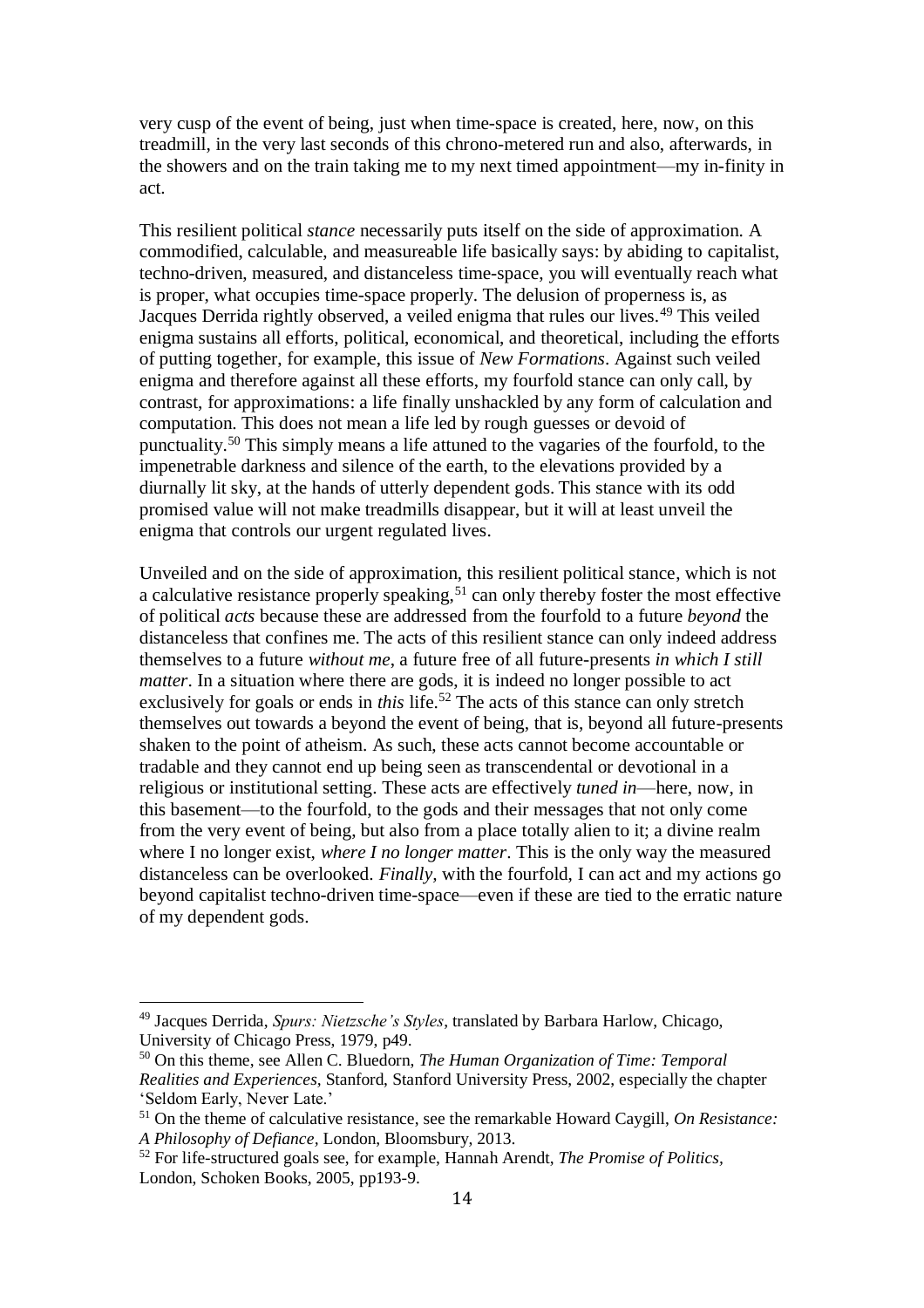very cusp of the event of being, just when time-space is created, here, now, on this treadmill, in the very last seconds of this chrono-metered run and also, afterwards, in the showers and on the train taking me to my next timed appointment—my in-finity in act.

This resilient political *stance* necessarily puts itself on the side of approximation. A commodified, calculable, and measureable life basically says: by abiding to capitalist, techno-driven, measured, and distanceless time-space, you will eventually reach what is proper, what occupies time-space properly. The delusion of properness is, as Jacques Derrida rightly observed, a veiled enigma that rules our lives.[49] This veiled enigma sustains all efforts, political, economical, and theoretical, including the efforts of putting together, for example, this issue of *New Formations*. Against such veiled enigma and therefore against all these efforts, my fourfold stance can only call, by contrast, for approximations: a life finally unshackled by any form of calculation and computation. This does not mean a life led by rough guesses or devoid of punctuality.[50] This simply means a life attuned to the vagaries of the fourfold, to the impenetrable darkness and silence of the earth, to the elevations provided by a diurnally lit sky, at the hands of utterly dependent gods. This stance with its odd promised value will not make treadmills disappear, but it will at least unveil the enigma that controls our urgent regulated lives.

Unveiled and on the side of approximation, this resilient political stance, which is not a calculative resistance properly speaking,[51] can only thereby foster the most effective of political *acts* because these are addressed from the fourfold to a future *beyond* the distanceless that confines me. The acts of this resilient stance can only indeed address themselves to a future *without me*, a future free of all future-presents *in which I still matter*. In a situation where there are gods, it is indeed no longer possible to act exclusively for goals or ends in *this* life.[52] The acts of this stance can only stretch themselves out towards a beyond the event of being, that is, beyond all future-presents shaken to the point of atheism. As such, these acts cannot become accountable or tradable and they cannot end up being seen as transcendental or devotional in a religious or institutional setting. These acts are effectively *tuned in*—here, now, in this basement—to the fourfold, to the gods and their messages that not only come from the very event of being, but also from a place totally alien to it; a divine realm where I no longer exist, *where I no longer matter*. This is the only way the measured distanceless can be overlooked. *Finally*, with the fourfold, I can act and my actions go beyond capitalist techno-driven time-space—even if these are tied to the erratic nature of my dependent gods.

---

[49] Jacques Derrida, *Spurs: Nietzsche's Styles*, translated by Barbara Harlow, Chicago, University of Chicago Press, 1979, p49.

[50] On this theme, see Allen C. Bluedorn, *The Human Organization of Time: Temporal Realities and Experiences*, Stanford, Stanford University Press, 2002, especially the chapter 'Seldom Early, Never Late.'

[51] On the theme of calculative resistance, see the remarkable Howard Caygill, *On Resistance: A Philosophy of Defiance*, London, Bloomsbury, 2013.

[52] For life-structured goals see, for example, Hannah Arendt, *The Promise of Politics*, London, Schoken Books, 2005, pp193-9.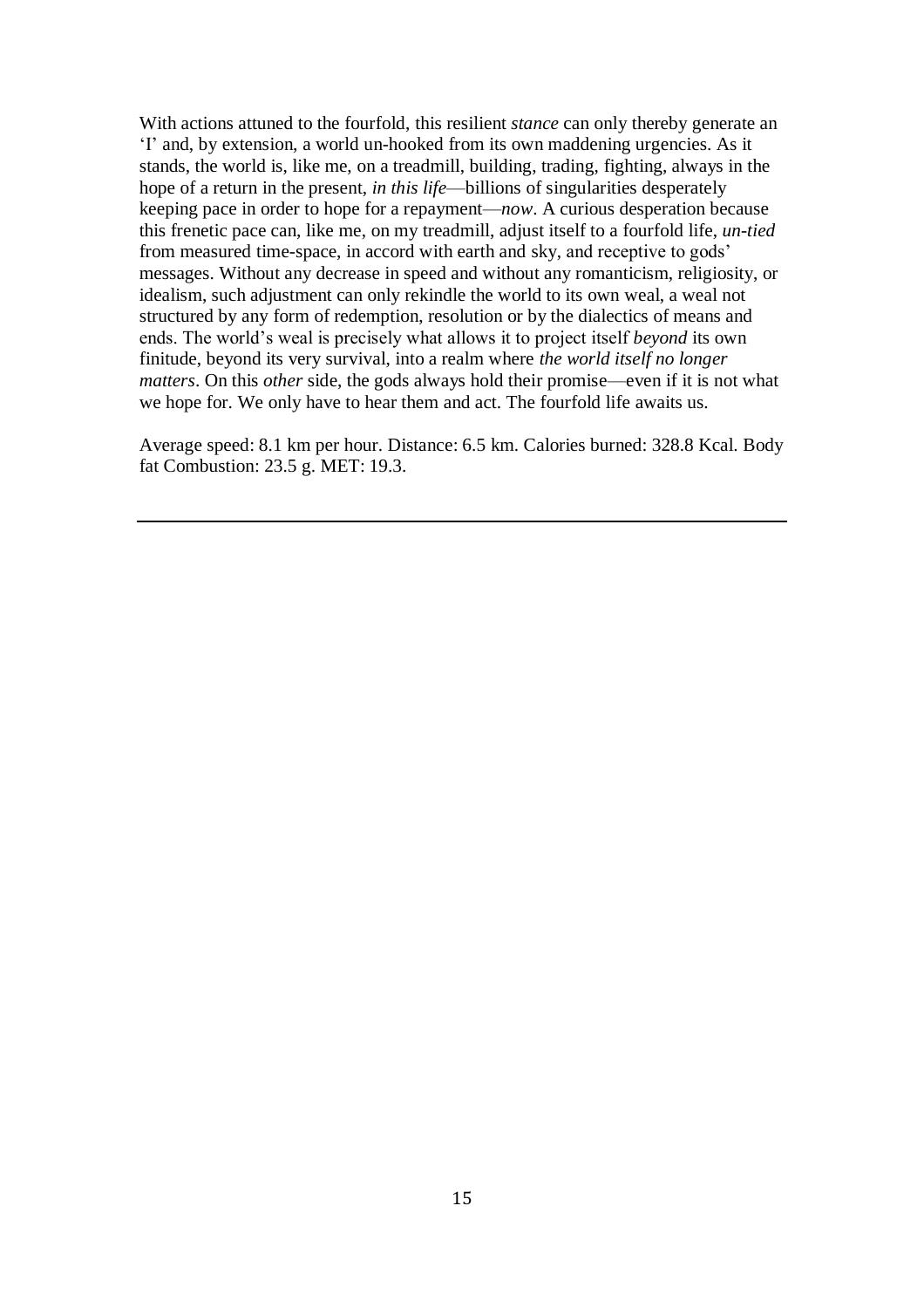With actions attuned to the fourfold, this resilient *stance* can only thereby generate an 'I' and, by extension, a world un-hooked from its own maddening urgencies. As it stands, the world is, like me, on a treadmill, building, trading, fighting, always in the hope of a return in the present, *in this life*—billions of singularities desperately keeping pace in order to hope for a repayment—*now*. A curious desperation because this frenetic pace can, like me, on my treadmill, adjust itself to a fourfold life, *un-tied* from measured time-space, in accord with earth and sky, and receptive to gods' messages. Without any decrease in speed and without any romanticism, religiosity, or idealism, such adjustment can only rekindle the world to its own weal, a weal not structured by any form of redemption, resolution or by the dialectics of means and ends. The world's weal is precisely what allows it to project itself *beyond* its own finitude, beyond its very survival, into a realm where *the world itself no longer matters*. On this *other* side, the gods always hold their promise—even if it is not what we hope for. We only have to hear them and act. The fourfold life awaits us.

Average speed: 8.1 km per hour. Distance: 6.5 km. Calories burned: 328.8 Kcal. Body fat Combustion: 23.5 g. MET: 19.3.

---